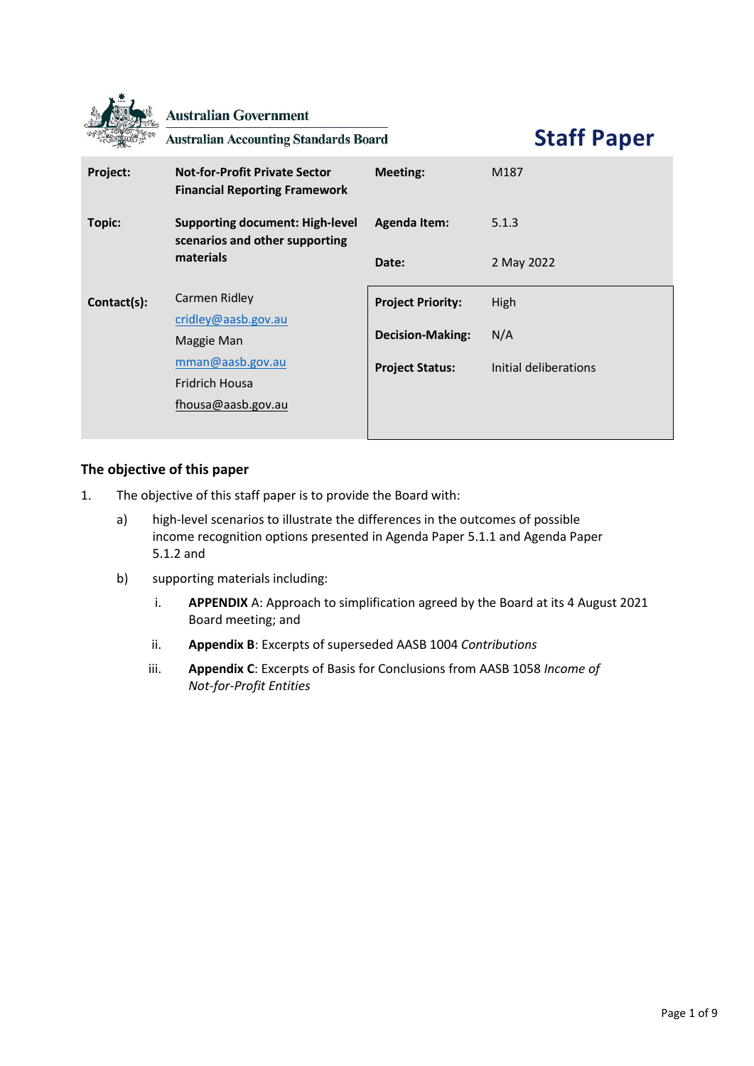Australian Government

Australian Accounting Standards Board

# Staff Paper

| | | | |
|---|---|---|---|
| **Project:** | **Not-for-Profit Private Sector Financial Reporting Framework** | **Meeting:** | M187 |
| **Topic:** | **Supporting document: High-level scenarios and other supporting materials** | **Agenda Item:** | 5.1.3 |
| | | **Date:** | 2 May 2022 |
| **Contact(s):** | Carmen Ridley<br>cridley@aasb.gov.au<br>Maggie Man<br>mman@aasb.gov.au<br>Fridrich Housa<br>fhousa@aasb.gov.au | **Project Priority:** | High |
| | | **Decision-Making:** | N/A |
| | | **Project Status:** | Initial deliberations |

## The objective of this paper

1. The objective of this staff paper is to provide the Board with:

   a) high-level scenarios to illustrate the differences in the outcomes of possible income recognition options presented in Agenda Paper 5.1.1 and Agenda Paper 5.1.2 and

   b) supporting materials including:

      i. **APPENDIX** A: Approach to simplification agreed by the Board at its 4 August 2021 Board meeting; and

      ii. **Appendix B**: Excerpts of superseded AASB 1004 *Contributions*

      iii. **Appendix C**: Excerpts of Basis for Conclusions from AASB 1058 *Income of Not-for-Profit Entities*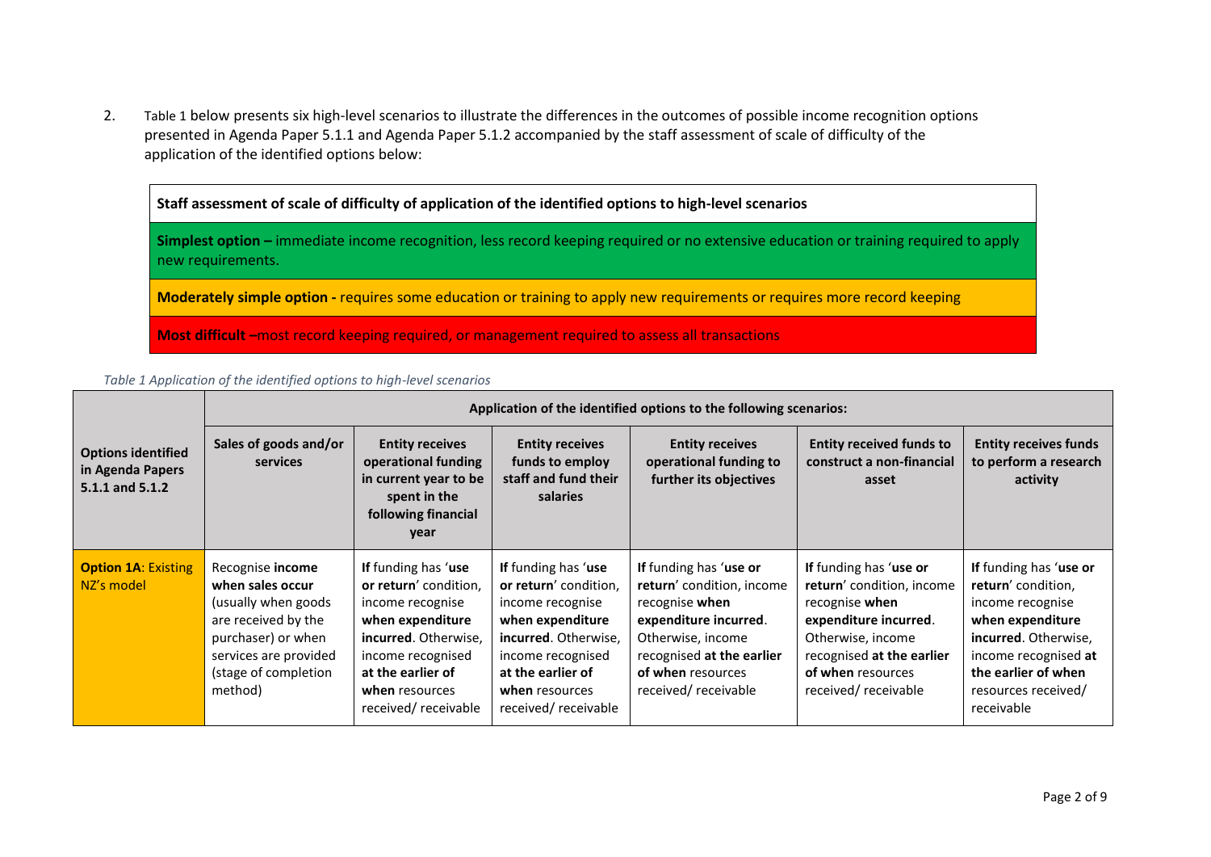2. Table 1 below presents six high-level scenarios to illustrate the differences in the outcomes of possible income recognition options presented in Agenda Paper 5.1.1 and Agenda Paper 5.1.2 accompanied by the staff assessment of scale of difficulty of the application of the identified options below:

| **Staff assessment of scale of difficulty of application of the identified options to high-level scenarios** |
|---|
| **Simplest option –** immediate income recognition, less record keeping required or no extensive education or training required to apply new requirements. |
| **Moderately simple option -** requires some education or training to apply new requirements or requires more record keeping |
| **Most difficult** –most record keeping required, or management required to assess all transactions |

*Table 1 Application of the identified options to high-level scenarios*

| **Options identified in Agenda Papers 5.1.1 and 5.1.2** | **Application of the identified options to the following scenarios:** | | | | | |
|---|---|---|---|---|---|---|
| | **Sales of goods and/or services** | **Entity receives operational funding in current year to be spent in the following financial year** | **Entity receives funds to employ staff and fund their salaries** | **Entity receives operational funding to further its objectives** | **Entity received funds to construct a non-financial asset** | **Entity receives funds to perform a research activity** |
| **Option 1A**: Existing NZ's model | Recognise **income when sales occur** (usually when goods are received by the purchaser) or when services are provided (stage of completion method) | If funding has '**use or return**' condition, income recognise **when expenditure incurred**. Otherwise, income recognised **at the earlier of when** resources received/ receivable | If funding has '**use or return**' condition, income recognise **when expenditure incurred**. Otherwise, income recognised **at the earlier of when** resources received/ receivable | If funding has '**use or return**' condition, income recognise **when expenditure incurred**. Otherwise, income recognised **at the earlier of when** resources received/ receivable | If funding has '**use or return**' condition, income recognise **when expenditure incurred**. Otherwise, income recognised **at the earlier of when** resources received/ receivable | If funding has '**use or return**' condition, income recognise **when expenditure incurred**. Otherwise, income recognised **at the earlier of when** resources received/ receivable |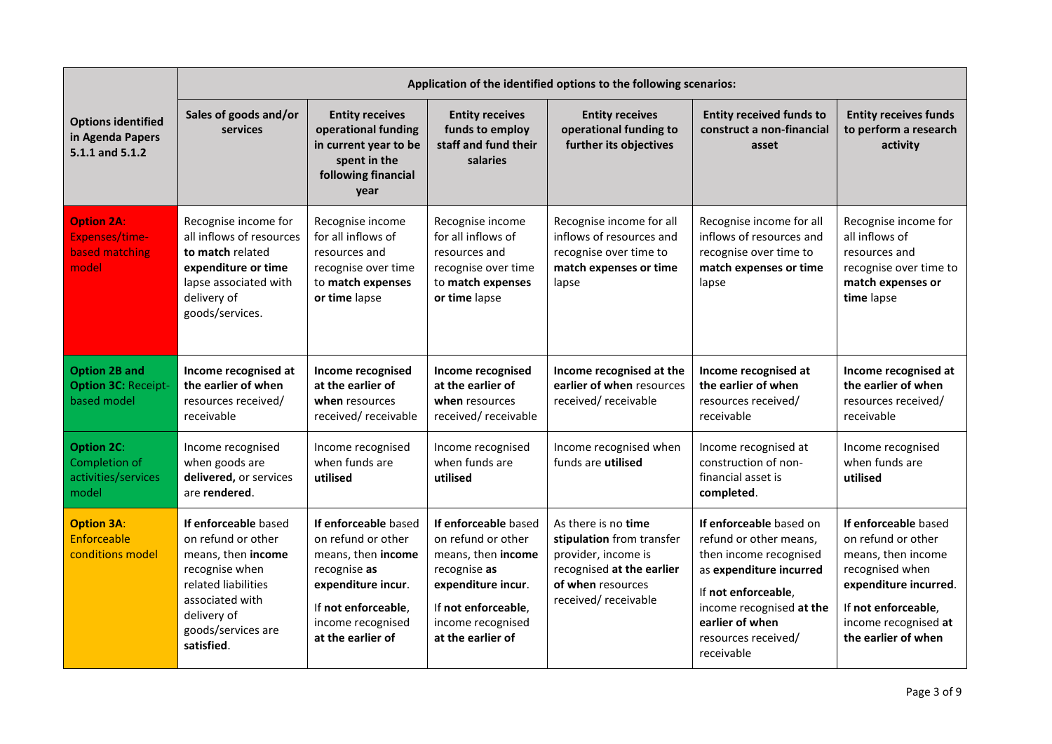| Options identified in Agenda Papers 5.1.1 and 5.1.2 | Application of the identified options to the following scenarios: | | | | | |
|---|---|---|---|---|---|---|
| | **Sales of goods and/or services** | **Entity receives operational funding in current year to be spent in the following financial year** | **Entity receives funds to employ staff and fund their salaries** | **Entity receives operational funding to further its objectives** | **Entity received funds to construct a non-financial asset** | **Entity receives funds to perform a research activity** |
| **Option 2A**: Expenses/time-based matching model | Recognise income for all inflows of resources **to match** related **expenditure or time** lapse associated with delivery of goods/services. | Recognise income for all inflows of resources and recognise over time to **match expenses or time** lapse | Recognise income for all inflows of resources and recognise over time to **match expenses or time** lapse | Recognise income for all inflows of resources and recognise over time to **match expenses or time** lapse | Recognise income for all inflows of resources and recognise over time to **match expenses or time** lapse | Recognise income for all inflows of resources and recognise over time to **match expenses or time** lapse |
| **Option 2B and Option 3C:** Receipt-based model | **Income recognised at the earlier of when** resources received/ receivable | **Income recognised at the earlier of when** resources received/ receivable | **Income recognised at the earlier of when** resources received/ receivable | **Income recognised at the earlier of when** resources received/ receivable | **Income recognised at the earlier of when** resources received/ receivable | **Income recognised at the earlier of when** resources received/ receivable |
| **Option 2C**: Completion of activities/services model | Income recognised when goods are **delivered,** or services are **rendered**. | Income recognised when funds are **utilised** | Income recognised when funds are **utilised** | Income recognised when funds are **utilised** | Income recognised at construction of non-financial asset is **completed**. | Income recognised when funds are **utilised** |
| **Option 3A**: Enforceable conditions model | **If enforceable** based on refund or other means, then **income** recognise when related liabilities associated with delivery of goods/services are **satisfied**. | **If enforceable** based on refund or other means, then **income** recognise **as expenditure incur**. If **not enforceable**, income recognised **at the earlier of** | **If enforceable** based on refund or other means, then **income** recognise **as expenditure incur**. If **not enforceable**, income recognised **at the earlier of** | As there is no **time stipulation** from transfer provider, income is recognised **at the earlier of when** resources received/ receivable | **If enforceable** based on refund or other means, then income recognised as **expenditure incurred** If **not enforceable**, income recognised **at the earlier of when** resources received/ receivable | **If enforceable** based on refund or other means, then income recognised when **expenditure incurred**. If **not enforceable**, income recognised **at the earlier of when** |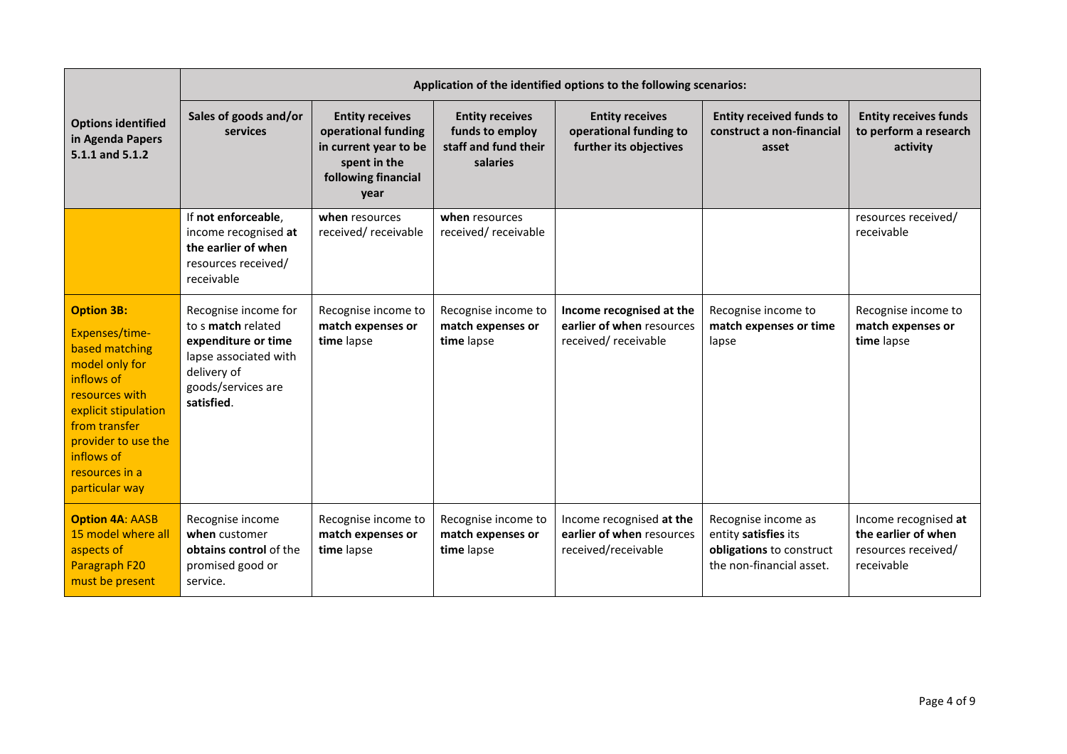| Options identified in Agenda Papers 5.1.1 and 5.1.2 | Application of the identified options to the following scenarios: | | | | | |
|---|---|---|---|---|---|---|
| | **Sales of goods and/or services** | **Entity receives operational funding in current year to be spent in the following financial year** | **Entity receives funds to employ staff and fund their salaries** | **Entity receives operational funding to further its objectives** | **Entity received funds to construct a non-financial asset** | **Entity receives funds to perform a research activity** |
| | If **not enforceable**, income recognised **at the earlier of when** resources received/ receivable | **when** resources received/ receivable | **when** resources received/ receivable | | | resources received/ receivable |
| **Option 3B:** Expenses/time-based matching model only for inflows of resources with explicit stipulation from transfer provider to use the inflows of resources in a particular way | Recognise income for to s **match** related **expenditure or time** lapse associated with delivery of goods/services are **satisfied**. | Recognise income to **match expenses or time** lapse | Recognise income to **match expenses or time** lapse | **Income recognised at the earlier of when** resources received/ receivable | Recognise income to **match expenses or time** lapse | Recognise income to **match expenses or time** lapse |
| **Option 4A**: AASB 15 model where all aspects of Paragraph F20 must be present | Recognise income **when** customer **obtains control** of the promised good or service. | Recognise income to **match expenses or time** lapse | Recognise income to **match expenses or time** lapse | Income recognised **at the earlier of when** resources received/receivable | Recognise income as entity **satisfies** its **obligations** to construct the non-financial asset. | Income recognised **at the earlier of when** resources received/ receivable |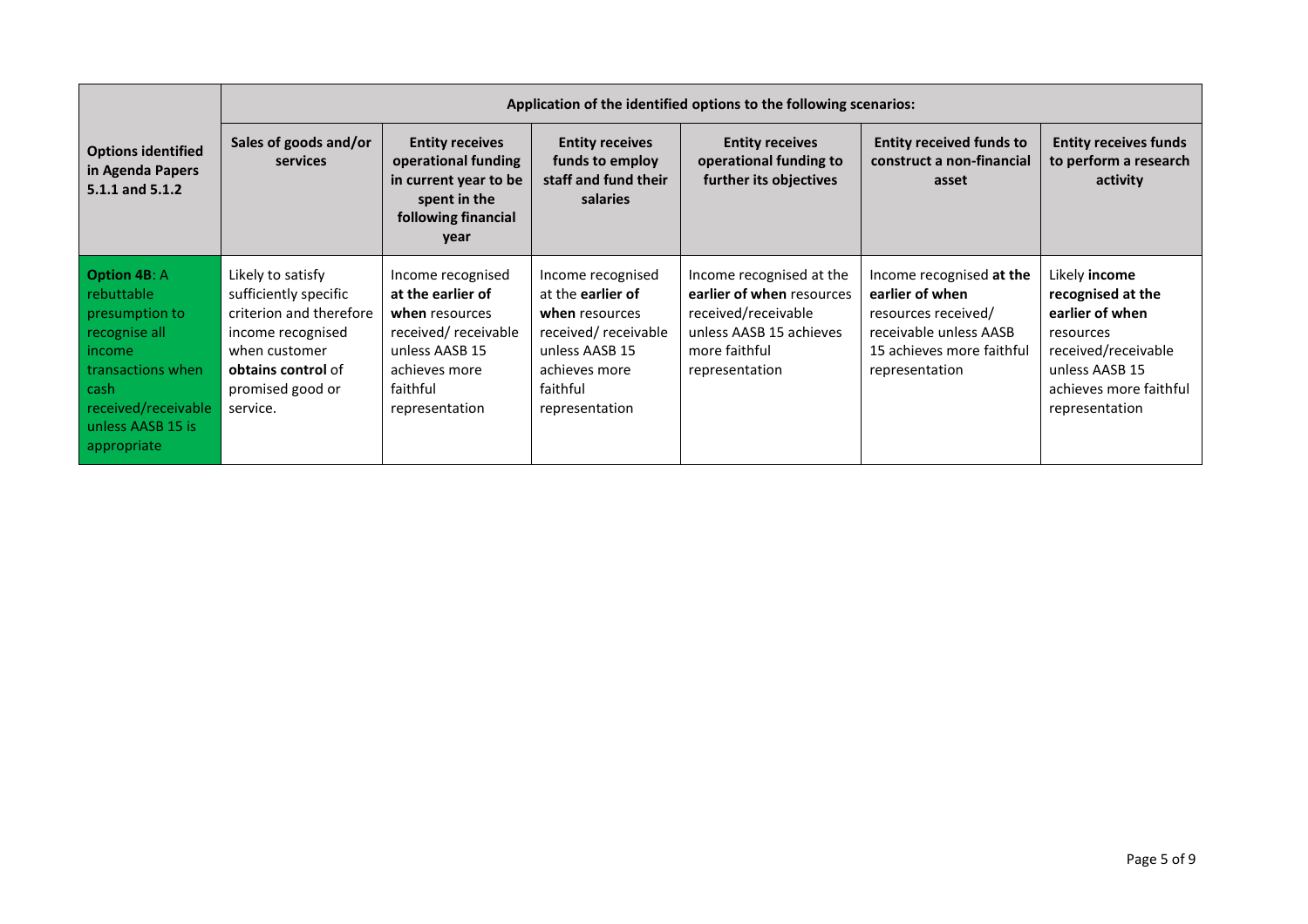| Options identified in Agenda Papers 5.1.1 and 5.1.2 | Application of the identified options to the following scenarios: | | | | | |
|---|---|---|---|---|---|---|
| | **Sales of goods and/or services** | **Entity receives operational funding in current year to be spent in the following financial year** | **Entity receives funds to employ staff and fund their salaries** | **Entity receives operational funding to further its objectives** | **Entity received funds to construct a non-financial asset** | **Entity receives funds to perform a research activity** |
| **Option 4B**: A rebuttable presumption to recognise all income transactions when cash received/receivable unless AASB 15 is appropriate | Likely to satisfy sufficiently specific criterion and therefore income recognised when customer **obtains control** of promised good or service. | Income recognised **at the earlier of when** resources received/ receivable unless AASB 15 achieves more faithful representation | Income recognised at the **earlier of when** resources received/ receivable unless AASB 15 achieves more faithful representation | Income recognised at the **earlier of when** resources received/receivable unless AASB 15 achieves more faithful representation | Income recognised **at the earlier of when** resources received/ receivable unless AASB 15 achieves more faithful representation | Likely **income recognised at the earlier of when** resources received/receivable unless AASB 15 achieves more faithful representation |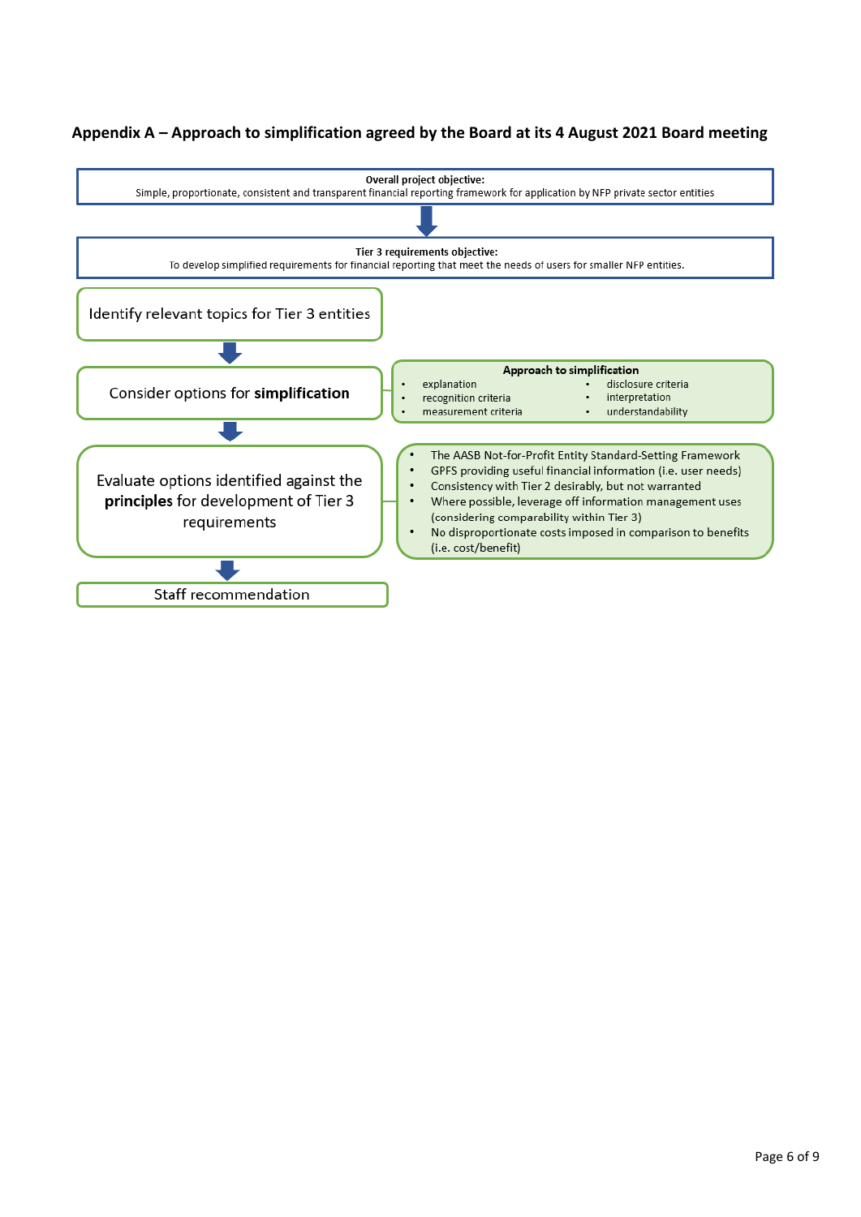## Appendix A – Approach to simplification agreed by the Board at its 4 August 2021 Board meeting

**Overall project objective:**
Simple, proportionate, consistent and transparent financial reporting framework for application by NFP private sector entities

↓

**Tier 3 requirements objective:**
To develop simplified requirements for financial reporting that meet the needs of users for smaller NFP entities.

Identify relevant topics for Tier 3 entities

↓

Consider options for **simplification**

**Approach to simplification**

- explanation
- recognition criteria
- measurement criteria
- disclosure criteria
- interpretation
- understandability

↓

Evaluate options identified against the **principles** for development of Tier 3 requirements

- The AASB Not-for-Profit Entity Standard-Setting Framework
- GPFS providing useful financial information (i.e. user needs)
- Consistency with Tier 2 desirably, but not warranted
- Where possible, leverage off information management uses (considering comparability within Tier 3)
- No disproportionate costs imposed in comparison to benefits (i.e. cost/benefit)

↓

Staff recommendation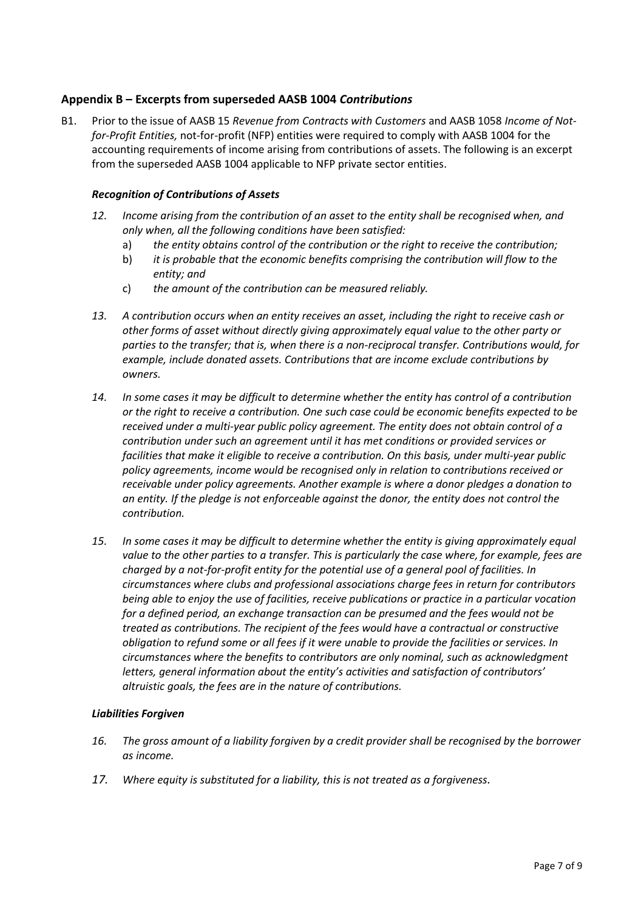## Appendix B – Excerpts from superseded AASB 1004 *Contributions*

B1. Prior to the issue of AASB 15 *Revenue from Contracts with Customers* and AASB 1058 *Income of Not-for-Profit Entities,* not-for-profit (NFP) entities were required to comply with AASB 1004 for the accounting requirements of income arising from contributions of assets. The following is an excerpt from the superseded AASB 1004 applicable to NFP private sector entities.

***Recognition of Contributions of Assets***

*12. Income arising from the contribution of an asset to the entity shall be recognised when, and only when, all the following conditions have been satisfied:*

a) *the entity obtains control of the contribution or the right to receive the contribution;*

b) *it is probable that the economic benefits comprising the contribution will flow to the entity; and*

c) *the amount of the contribution can be measured reliably.*

*13. A contribution occurs when an entity receives an asset, including the right to receive cash or other forms of asset without directly giving approximately equal value to the other party or parties to the transfer; that is, when there is a non-reciprocal transfer. Contributions would, for example, include donated assets. Contributions that are income exclude contributions by owners.*

*14. In some cases it may be difficult to determine whether the entity has control of a contribution or the right to receive a contribution. One such case could be economic benefits expected to be received under a multi-year public policy agreement. The entity does not obtain control of a contribution under such an agreement until it has met conditions or provided services or facilities that make it eligible to receive a contribution. On this basis, under multi-year public policy agreements, income would be recognised only in relation to contributions received or receivable under policy agreements. Another example is where a donor pledges a donation to an entity. If the pledge is not enforceable against the donor, the entity does not control the contribution.*

*15. In some cases it may be difficult to determine whether the entity is giving approximately equal value to the other parties to a transfer. This is particularly the case where, for example, fees are charged by a not-for-profit entity for the potential use of a general pool of facilities. In circumstances where clubs and professional associations charge fees in return for contributors being able to enjoy the use of facilities, receive publications or practice in a particular vocation for a defined period, an exchange transaction can be presumed and the fees would not be treated as contributions. The recipient of the fees would have a contractual or constructive obligation to refund some or all fees if it were unable to provide the facilities or services. In circumstances where the benefits to contributors are only nominal, such as acknowledgment letters, general information about the entity's activities and satisfaction of contributors' altruistic goals, the fees are in the nature of contributions.*

***Liabilities Forgiven***

*16. The gross amount of a liability forgiven by a credit provider shall be recognised by the borrower as income.*

*17. Where equity is substituted for a liability, this is not treated as a forgiveness.*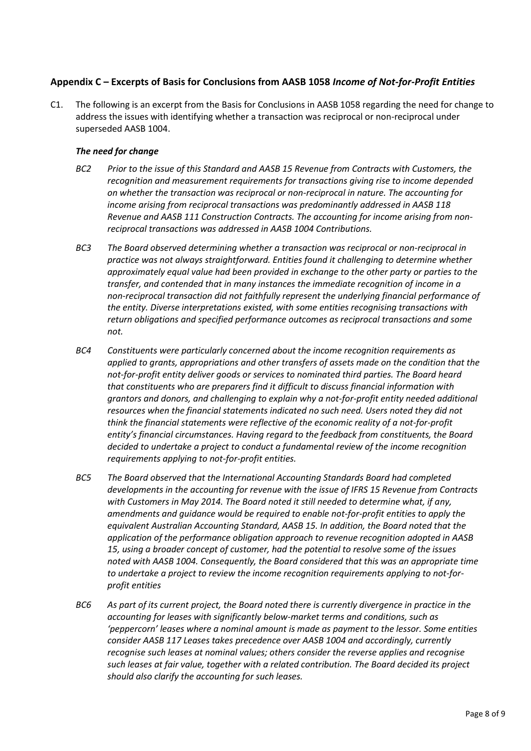## Appendix C – Excerpts of Basis for Conclusions from AASB 1058 *Income of Not-for-Profit Entities*

C1. The following is an excerpt from the Basis for Conclusions in AASB 1058 regarding the need for change to address the issues with identifying whether a transaction was reciprocal or non-reciprocal under superseded AASB 1004.

***The need for change***

*BC2 Prior to the issue of this Standard and AASB 15 Revenue from Contracts with Customers, the recognition and measurement requirements for transactions giving rise to income depended on whether the transaction was reciprocal or non-reciprocal in nature. The accounting for income arising from reciprocal transactions was predominantly addressed in AASB 118 Revenue and AASB 111 Construction Contracts. The accounting for income arising from non-reciprocal transactions was addressed in AASB 1004 Contributions.*

*BC3 The Board observed determining whether a transaction was reciprocal or non-reciprocal in practice was not always straightforward. Entities found it challenging to determine whether approximately equal value had been provided in exchange to the other party or parties to the transfer, and contended that in many instances the immediate recognition of income in a non-reciprocal transaction did not faithfully represent the underlying financial performance of the entity. Diverse interpretations existed, with some entities recognising transactions with return obligations and specified performance outcomes as reciprocal transactions and some not.*

*BC4 Constituents were particularly concerned about the income recognition requirements as applied to grants, appropriations and other transfers of assets made on the condition that the not-for-profit entity deliver goods or services to nominated third parties. The Board heard that constituents who are preparers find it difficult to discuss financial information with grantors and donors, and challenging to explain why a not-for-profit entity needed additional resources when the financial statements indicated no such need. Users noted they did not think the financial statements were reflective of the economic reality of a not-for-profit entity's financial circumstances. Having regard to the feedback from constituents, the Board decided to undertake a project to conduct a fundamental review of the income recognition requirements applying to not-for-profit entities.*

*BC5 The Board observed that the International Accounting Standards Board had completed developments in the accounting for revenue with the issue of IFRS 15 Revenue from Contracts with Customers in May 2014. The Board noted it still needed to determine what, if any, amendments and guidance would be required to enable not-for-profit entities to apply the equivalent Australian Accounting Standard, AASB 15. In addition, the Board noted that the application of the performance obligation approach to revenue recognition adopted in AASB 15, using a broader concept of customer, had the potential to resolve some of the issues noted with AASB 1004. Consequently, the Board considered that this was an appropriate time to undertake a project to review the income recognition requirements applying to not-for-profit entities*

*BC6 As part of its current project, the Board noted there is currently divergence in practice in the accounting for leases with significantly below-market terms and conditions, such as 'peppercorn' leases where a nominal amount is made as payment to the lessor. Some entities consider AASB 117 Leases takes precedence over AASB 1004 and accordingly, currently recognise such leases at nominal values; others consider the reverse applies and recognise such leases at fair value, together with a related contribution. The Board decided its project should also clarify the accounting for such leases.*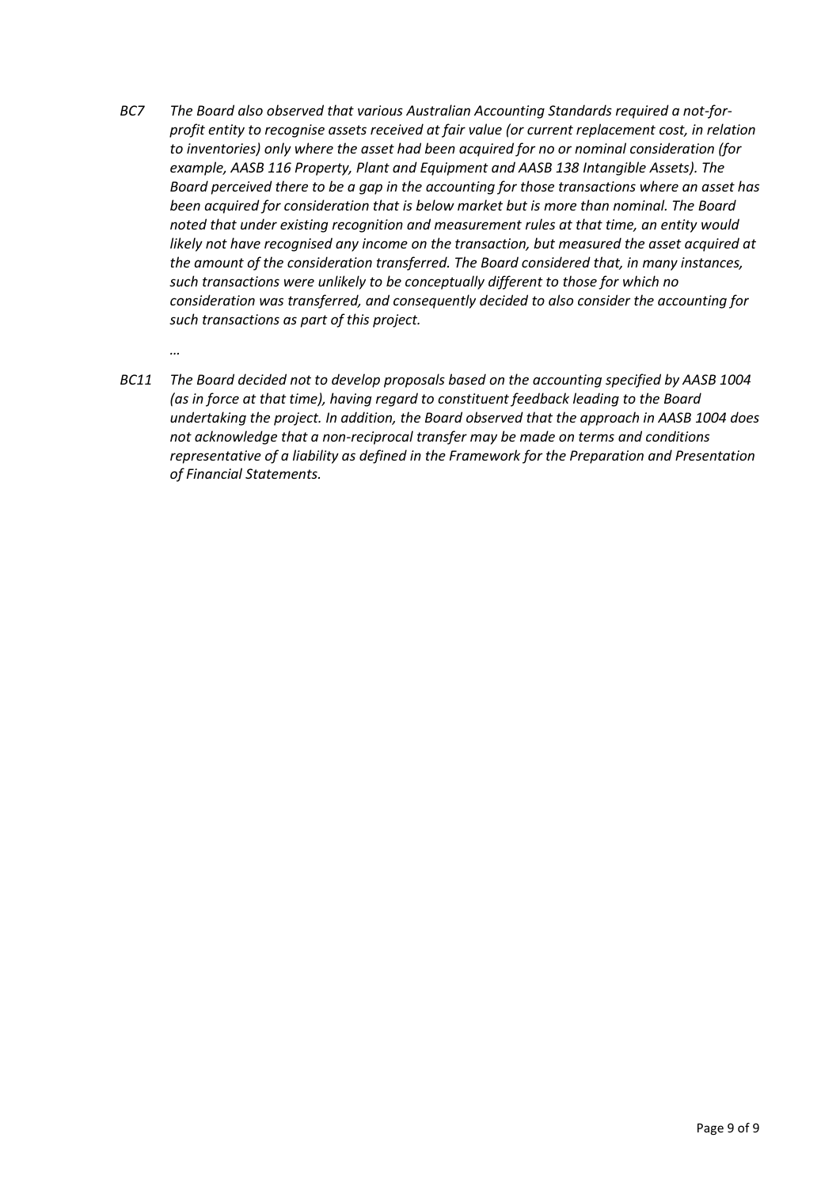*BC7 The Board also observed that various Australian Accounting Standards required a not-for-profit entity to recognise assets received at fair value (or current replacement cost, in relation to inventories) only where the asset had been acquired for no or nominal consideration (for example, AASB 116 Property, Plant and Equipment and AASB 138 Intangible Assets). The Board perceived there to be a gap in the accounting for those transactions where an asset has been acquired for consideration that is below market but is more than nominal. The Board noted that under existing recognition and measurement rules at that time, an entity would likely not have recognised any income on the transaction, but measured the asset acquired at the amount of the consideration transferred. The Board considered that, in many instances, such transactions were unlikely to be conceptually different to those for which no consideration was transferred, and consequently decided to also consider the accounting for such transactions as part of this project.*

*…*

*BC11 The Board decided not to develop proposals based on the accounting specified by AASB 1004 (as in force at that time), having regard to constituent feedback leading to the Board undertaking the project. In addition, the Board observed that the approach in AASB 1004 does not acknowledge that a non-reciprocal transfer may be made on terms and conditions representative of a liability as defined in the Framework for the Preparation and Presentation of Financial Statements.*